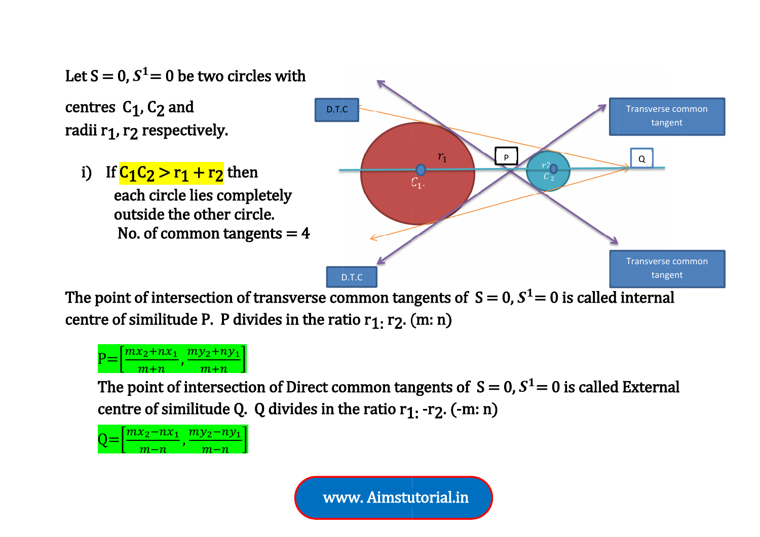Let $S = 0$, $S^1 = 0$ be two circles with centres $C_1, C_2$ and radii $r_1, r_2$ respectively.

i) If $C_1C_2 > r_1 + r_2$ then each circle lies completely outside the other circle.
No. of common tangents $= 4$

The point of intersection of transverse common tangents of $S = 0, S^1 = 0$ is called internal centre of similitude P. P divides in the ratio $r_1 : r_2$. (m: n)

$$P = \left[\frac{mx_2 + nx_1}{m+n}, \frac{my_2 + ny_1}{m+n}\right]$$

The point of intersection of Direct common tangents of $S = 0, S^1 = 0$ is called External centre of similitude Q. Q divides in the ratio $r_1 : -r_2$. (-m: n)

$$Q = \left[\frac{mx_2 - nx_1}{m-n}, \frac{my_2 - ny_1}{m-n}\right]$$

www. Aimstutorial.in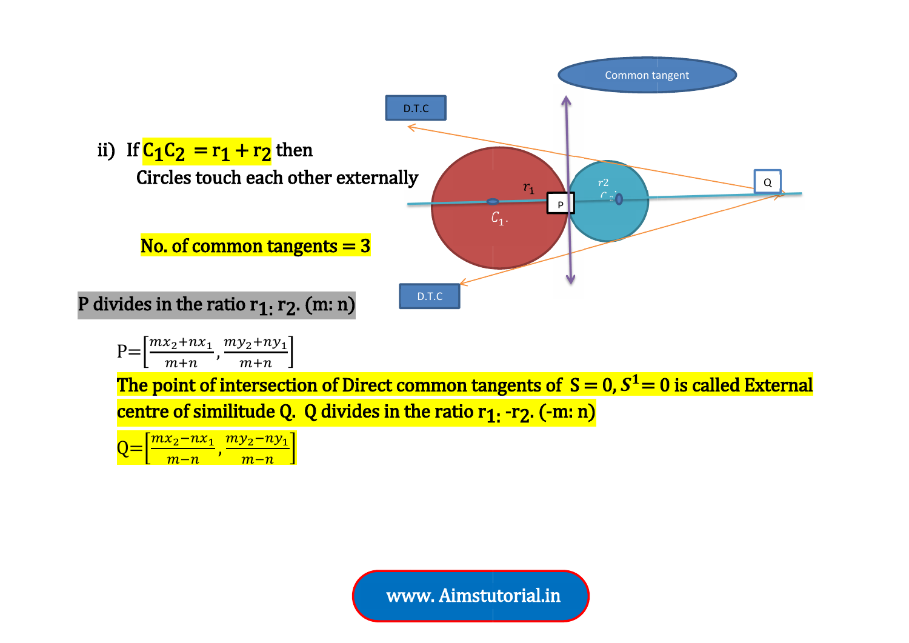ii) If $C_1C_2 = r_1 + r_2$ then

Circles touch each other externally

No. of common tangents = 3

P divides in the ratio $r_1 : r_2$. (m: n)

$$P = \left[\frac{mx_2 + nx_1}{m+n}, \frac{my_2 + ny_1}{m+n}\right]$$

The point of intersection of Direct common tangents of $S = 0, S^1 = 0$ is called External centre of similitude Q. Q divides in the ratio $r_1 : -r_2$. (-m: n)

$$Q = \left[\frac{mx_2 - nx_1}{m-n}, \frac{my_2 - ny_1}{m-n}\right]$$

www. Aimstutorial.in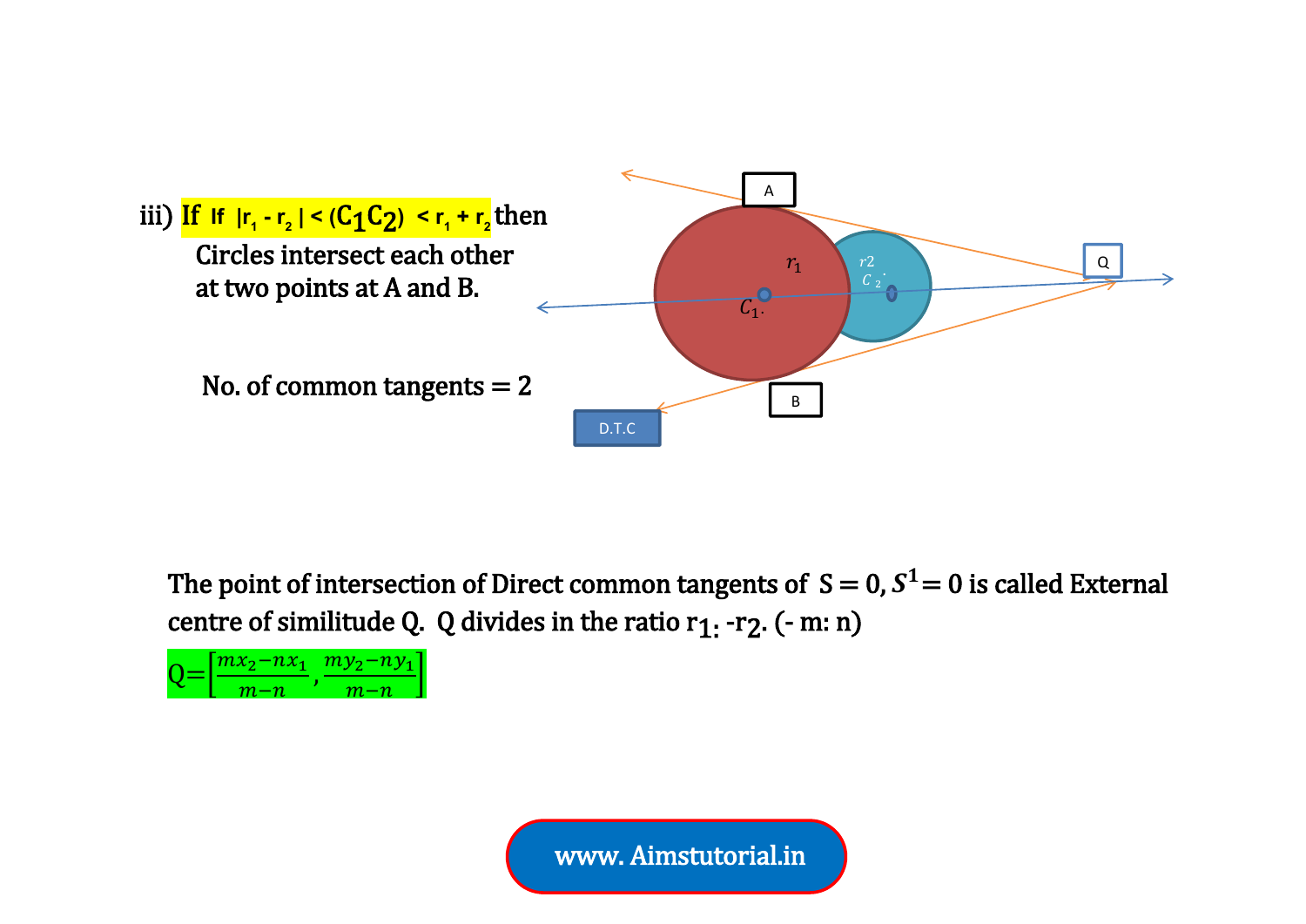iii) **If** $|r_1 - r_2| < (C_1C_2) < r_1 + r_2$ then

Circles intersect each other at two points at A and B.

No. of common tangents = 2

The point of intersection of Direct common tangents of $S = 0, S^1 = 0$ is called External centre of similitude Q. Q divides in the ratio $r_1 : -r_2$. $(-m : n)$

$$Q = \left[\frac{mx_2 - nx_1}{m-n}, \frac{my_2 - ny_1}{m-n}\right]$$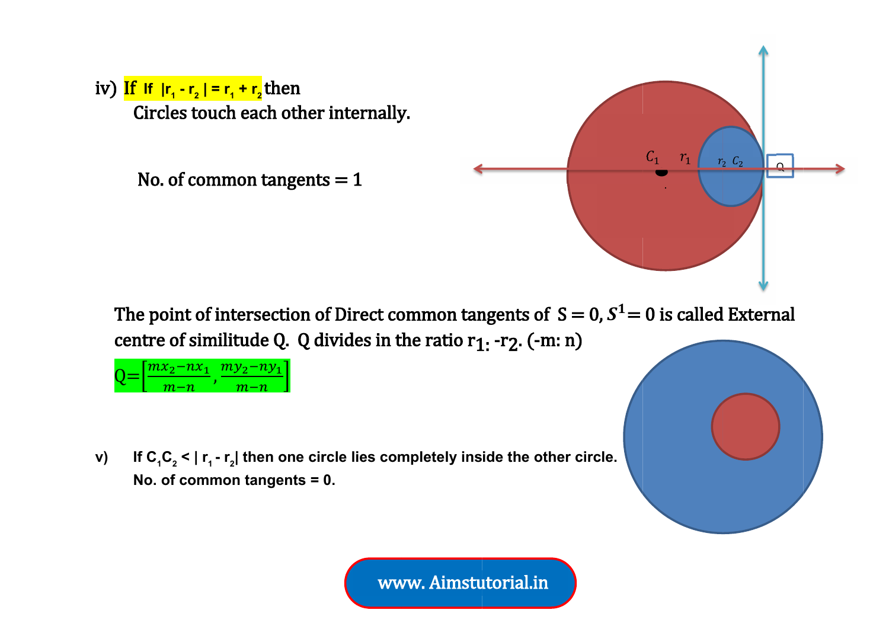iv) If If $|r_1 - r_2| = r_1 + r_2$ then

Circles touch each other internally.

No. of common tangents = 1

$C_1$ $r_1$ $r_2$ $C_2$ Q

The point of intersection of Direct common tangents of $S = 0, S^1 = 0$ is called External centre of similitude Q. Q divides in the ratio $r_1 : -r_2$. (-m: n)

$$Q = \left[\frac{mx_2 - nx_1}{m-n}, \frac{my_2 - ny_1}{m-n}\right]$$

v) If $C_1C_2 < |r_1 - r_2|$ then one circle lies completely inside the other circle.
No. of common tangents = 0.

www. Aimstutorial.in